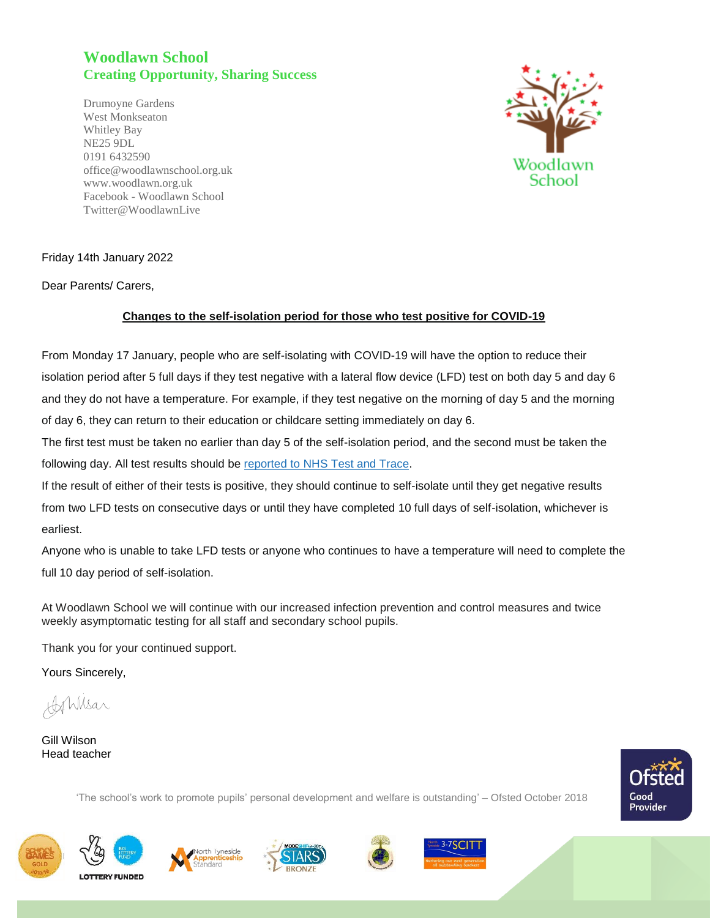## Woodlawn School

### Creating Opportunity, Sharing Success

Drumoyne Gardens
West Monkseaton
Whitley Bay
NE25 9DL
0191 6432590
office@woodlawnschool.org.uk
www.woodlawn.org.uk
Facebook - Woodlawn School
Twitter@WoodlawnLive

Friday 14th January 2022

Dear Parents/ Carers,

**Changes to the self-isolation period for those who test positive for COVID-19**

From Monday 17 January, people who are self-isolating with COVID-19 will have the option to reduce their isolation period after 5 full days if they test negative with a lateral flow device (LFD) test on both day 5 and day 6 and they do not have a temperature. For example, if they test negative on the morning of day 5 and the morning of day 6, they can return to their education or childcare setting immediately on day 6.

The first test must be taken no earlier than day 5 of the self-isolation period, and the second must be taken the following day. All test results should be reported to NHS Test and Trace.

If the result of either of their tests is positive, they should continue to self-isolate until they get negative results from two LFD tests on consecutive days or until they have completed 10 full days of self-isolation, whichever is earliest.

Anyone who is unable to take LFD tests or anyone who continues to have a temperature will need to complete the full 10 day period of self-isolation.

At Woodlawn School we will continue with our increased infection prevention and control measures and twice weekly asymptomatic testing for all staff and secondary school pupils.

Thank you for your continued support.

Yours Sincerely,

Gill Wilson
Head teacher

'The school's work to promote pupils' personal development and welfare is outstanding' – Ofsted October 2018